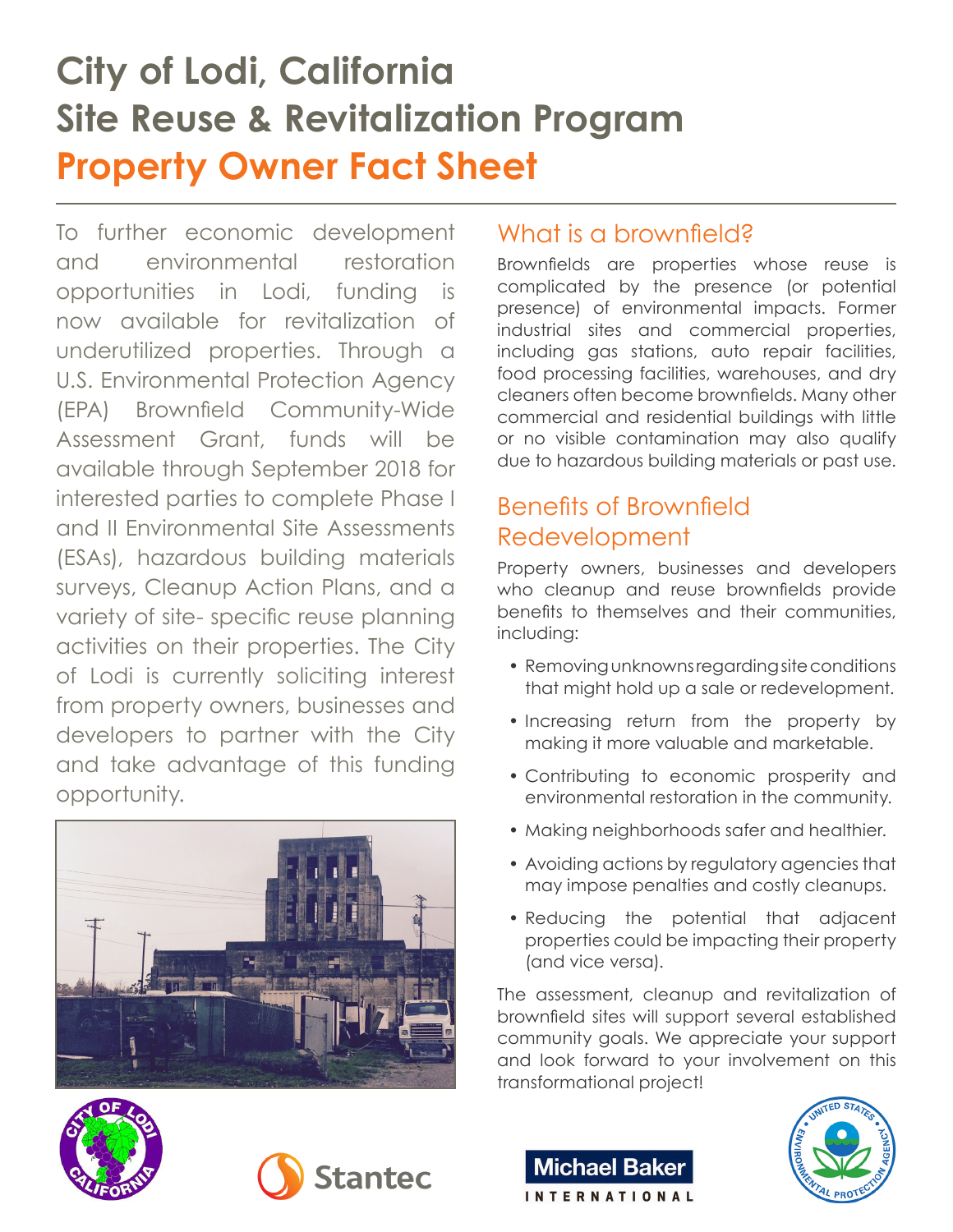# City of Lodi, California
# Site Reuse & Revitalization Program
# Property Owner Fact Sheet

To further economic development and environmental restoration opportunities in Lodi, funding is now available for revitalization of underutilized properties. Through a U.S. Environmental Protection Agency (EPA) Brownfield Community-Wide Assessment Grant, funds will be available through September 2018 for interested parties to complete Phase I and II Environmental Site Assessments (ESAs), hazardous building materials surveys, Cleanup Action Plans, and a variety of site- specific reuse planning activities on their properties. The City of Lodi is currently soliciting interest from property owners, businesses and developers to partner with the City and take advantage of this funding opportunity.

## What is a brownfield?

Brownfields are properties whose reuse is complicated by the presence (or potential presence) of environmental impacts. Former industrial sites and commercial properties, including gas stations, auto repair facilities, food processing facilities, warehouses, and dry cleaners often become brownfields. Many other commercial and residential buildings with little or no visible contamination may also qualify due to hazardous building materials or past use.

## Benefits of Brownfield Redevelopment

Property owners, businesses and developers who cleanup and reuse brownfields provide benefits to themselves and their communities, including:

- Removing unknowns regarding site conditions that might hold up a sale or redevelopment.
- Increasing return from the property by making it more valuable and marketable.
- Contributing to economic prosperity and environmental restoration in the community.
- Making neighborhoods safer and healthier.
- Avoiding actions by regulatory agencies that may impose penalties and costly cleanups.
- Reducing the potential that adjacent properties could be impacting their property (and vice versa).

The assessment, cleanup and revitalization of brownfield sites will support several established community goals. We appreciate your support and look forward to your involvement on this transformational project!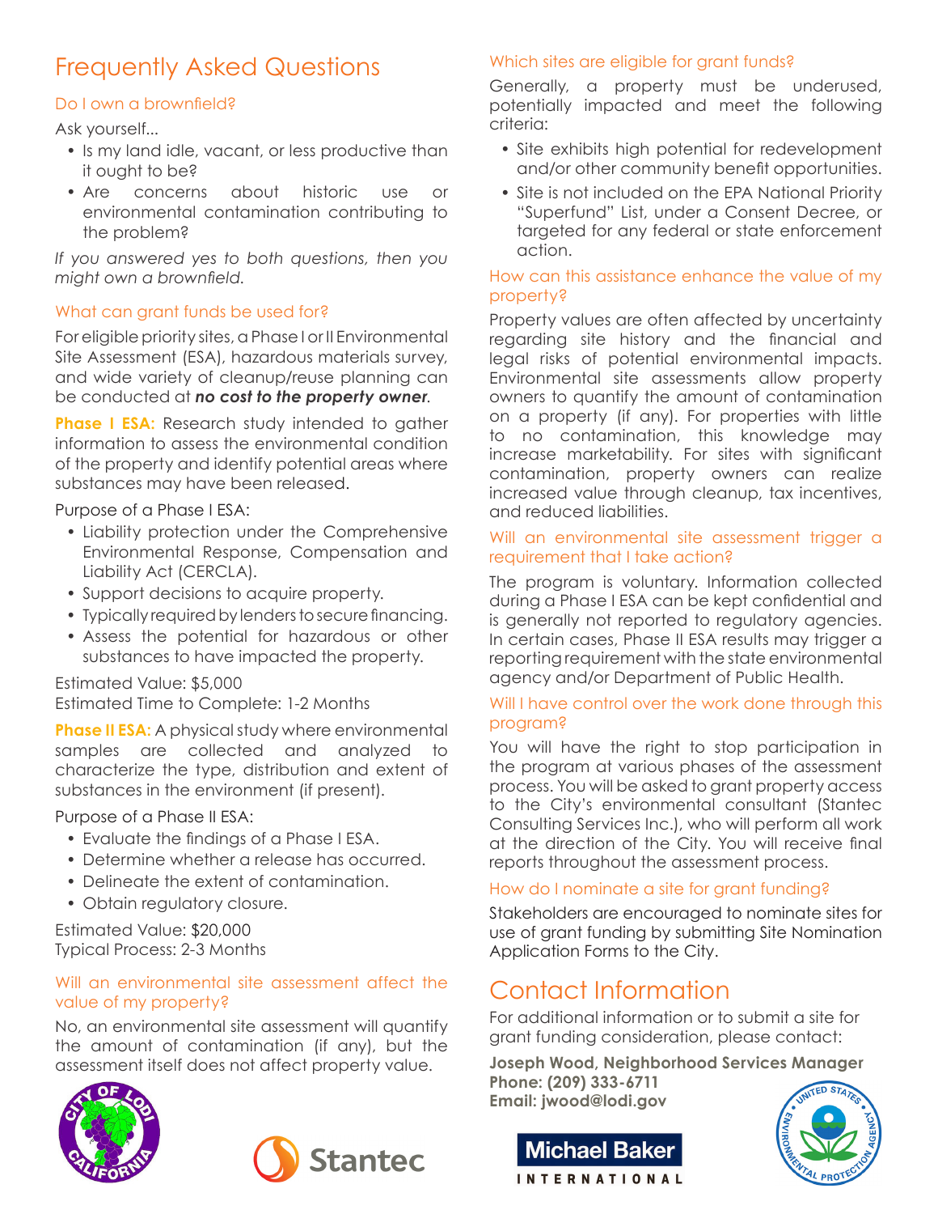# Frequently Asked Questions

## Do I own a brownfield?

Ask yourself...

- Is my land idle, vacant, or less productive than it ought to be?
- Are concerns about historic use or environmental contamination contributing to the problem?

*If you answered yes to both questions, then you might own a brownfield.*

## What can grant funds be used for?

For eligible priority sites, a Phase I or II Environmental Site Assessment (ESA), hazardous materials survey, and wide variety of cleanup/reuse planning can be conducted at ***no cost to the property owner***.

**Phase I ESA:** Research study intended to gather information to assess the environmental condition of the property and identify potential areas where substances may have been released.

Purpose of a Phase I ESA:

- Liability protection under the Comprehensive Environmental Response, Compensation and Liability Act (CERCLA).
- Support decisions to acquire property.
- Typically required by lenders to secure financing.
- Assess the potential for hazardous or other substances to have impacted the property.

Estimated Value: $5,000
Estimated Time to Complete: 1-2 Months

**Phase II ESA:** A physical study where environmental samples are collected and analyzed to characterize the type, distribution and extent of substances in the environment (if present).

Purpose of a Phase II ESA:

- Evaluate the findings of a Phase I ESA.
- Determine whether a release has occurred.
- Delineate the extent of contamination.
- Obtain regulatory closure.

Estimated Value: $20,000
Typical Process: 2-3 Months

## Will an environmental site assessment affect the value of my property?

No, an environmental site assessment will quantify the amount of contamination (if any), but the assessment itself does not affect property value.

## Which sites are eligible for grant funds?

Generally, a property must be underused, potentially impacted and meet the following criteria:

- Site exhibits high potential for redevelopment and/or other community benefit opportunities.
- Site is not included on the EPA National Priority "Superfund" List, under a Consent Decree, or targeted for any federal or state enforcement action.

## How can this assistance enhance the value of my property?

Property values are often affected by uncertainty regarding site history and the financial and legal risks of potential environmental impacts. Environmental site assessments allow property owners to quantify the amount of contamination on a property (if any). For properties with little to no contamination, this knowledge may increase marketability. For sites with significant contamination, property owners can realize increased value through cleanup, tax incentives, and reduced liabilities.

## Will an environmental site assessment trigger a requirement that I take action?

The program is voluntary. Information collected during a Phase I ESA can be kept confidential and is generally not reported to regulatory agencies. In certain cases, Phase II ESA results may trigger a reporting requirement with the state environmental agency and/or Department of Public Health.

## Will I have control over the work done through this program?

You will have the right to stop participation in the program at various phases of the assessment process. You will be asked to grant property access to the City's environmental consultant (Stantec Consulting Services Inc.), who will perform all work at the direction of the City. You will receive final reports throughout the assessment process.

## How do I nominate a site for grant funding?

Stakeholders are encouraged to nominate sites for use of grant funding by submitting Site Nomination Application Forms to the City.

# Contact Information

For additional information or to submit a site for grant funding consideration, please contact:

**Joseph Wood, Neighborhood Services Manager**
**Phone: (209) 333-6711**
**Email: jwood@lodi.gov**

City of Lodi California

Stantec

Michael Baker INTERNATIONAL

United States Environmental Protection Agency